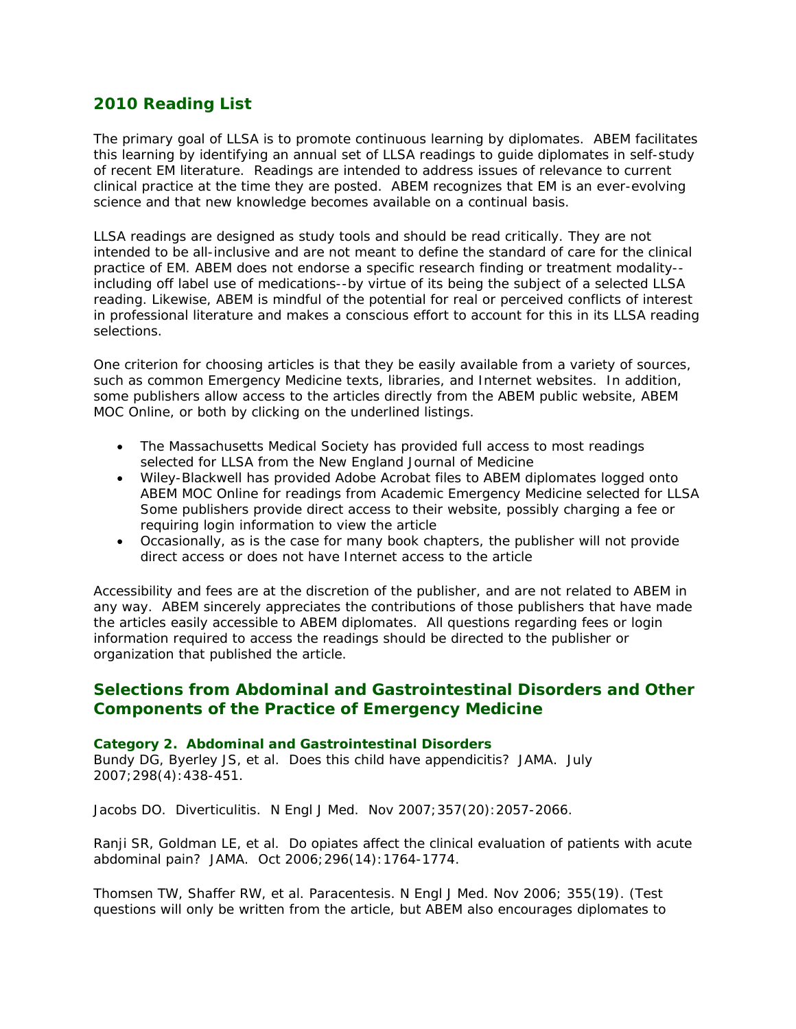## 2010 Reading List

The primary goal of LLSA is to promote continuous learning by diplomates. ABEM facilitates this learning by identifying an annual set of LLSA readings to guide diplomates in self-study of recent EM literature. Readings are intended to address issues of relevance to current clinical practice at the time they are posted. ABEM recognizes that EM is an ever-evolving science and that new knowledge becomes available on a continual basis.

LLSA readings are designed as study tools and should be read critically. They are not intended to be all-inclusive and are not meant to define the standard of care for the clinical practice of EM. ABEM does not endorse a specific research finding or treatment modality--including off label use of medications--by virtue of its being the subject of a selected LLSA reading. Likewise, ABEM is mindful of the potential for real or perceived conflicts of interest in professional literature and makes a conscious effort to account for this in its LLSA reading selections.

One criterion for choosing articles is that they be easily available from a variety of sources, such as common Emergency Medicine texts, libraries, and Internet websites. In addition, some publishers allow access to the articles directly from the ABEM public website, ABEM MOC Online, or both by clicking on the underlined listings.

- The Massachusetts Medical Society has provided full access to most readings selected for LLSA from the New England Journal of Medicine
- Wiley-Blackwell has provided Adobe Acrobat files to ABEM diplomates logged onto ABEM MOC Online for readings from Academic Emergency Medicine selected for LLSA Some publishers provide direct access to their website, possibly charging a fee or requiring login information to view the article
- Occasionally, as is the case for many book chapters, the publisher will not provide direct access or does not have Internet access to the article

Accessibility and fees are at the discretion of the publisher, and are not related to ABEM in any way. ABEM sincerely appreciates the contributions of those publishers that have made the articles easily accessible to ABEM diplomates. All questions regarding fees or login information required to access the readings should be directed to the publisher or organization that published the article.

## Selections from Abdominal and Gastrointestinal Disorders and Other Components of the Practice of Emergency Medicine

#### Category 2. Abdominal and Gastrointestinal Disorders

Bundy DG, Byerley JS, et al. Does this child have appendicitis? JAMA. July 2007;298(4):438-451.

Jacobs DO. Diverticulitis. N Engl J Med. Nov 2007;357(20):2057-2066.

Ranji SR, Goldman LE, et al. Do opiates affect the clinical evaluation of patients with acute abdominal pain? JAMA. Oct 2006;296(14):1764-1774.

Thomsen TW, Shaffer RW, et al. Paracentesis. N Engl J Med. Nov 2006; 355(19). (Test questions will only be written from the article, but ABEM also encourages diplomates to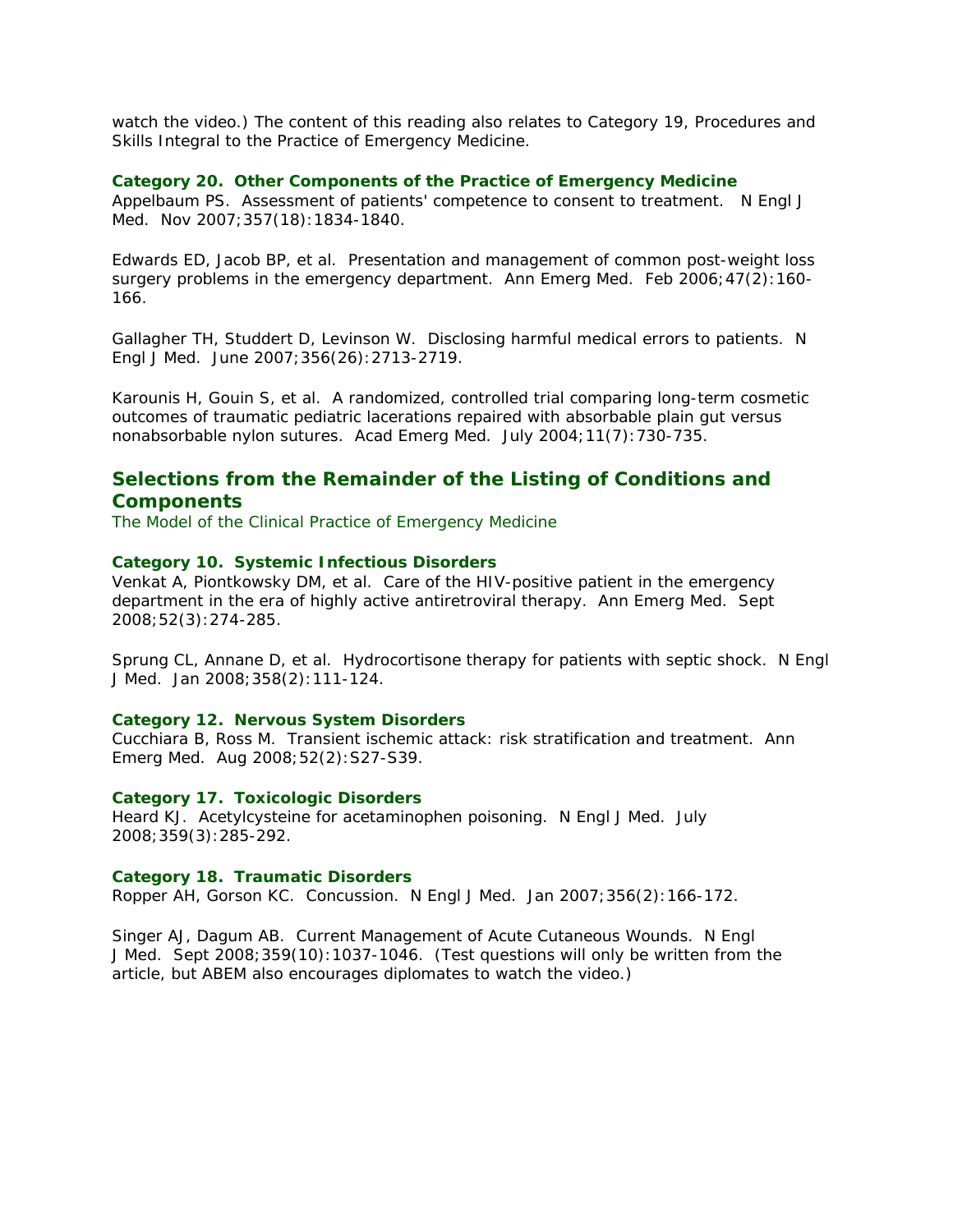watch the video.) The content of this reading also relates to Category 19, Procedures and Skills Integral to the Practice of Emergency Medicine.

### Category 20. Other Components of the Practice of Emergency Medicine

Appelbaum PS. Assessment of patients' competence to consent to treatment. N Engl J Med. Nov 2007;357(18):1834-1840.

Edwards ED, Jacob BP, et al. Presentation and management of common post-weight loss surgery problems in the emergency department. Ann Emerg Med. Feb 2006;47(2):160-166.

Gallagher TH, Studdert D, Levinson W. Disclosing harmful medical errors to patients. N Engl J Med. June 2007;356(26):2713-2719.

Karounis H, Gouin S, et al. A randomized, controlled trial comparing long-term cosmetic outcomes of traumatic pediatric lacerations repaired with absorbable plain gut versus nonabsorbable nylon sutures. Acad Emerg Med. July 2004;11(7):730-735.

## Selections from the Remainder of the Listing of Conditions and Components

The Model of the Clinical Practice of Emergency Medicine

### Category 10. Systemic Infectious Disorders

Venkat A, Piontkowsky DM, et al. Care of the HIV-positive patient in the emergency department in the era of highly active antiretroviral therapy. Ann Emerg Med. Sept 2008;52(3):274-285.

Sprung CL, Annane D, et al. Hydrocortisone therapy for patients with septic shock. N Engl J Med. Jan 2008;358(2):111-124.

### Category 12. Nervous System Disorders

Cucchiara B, Ross M. Transient ischemic attack: risk stratification and treatment. Ann Emerg Med. Aug 2008;52(2):S27-S39.

### Category 17. Toxicologic Disorders

Heard KJ. Acetylcysteine for acetaminophen poisoning. N Engl J Med. July 2008;359(3):285-292.

### Category 18. Traumatic Disorders

Ropper AH, Gorson KC. Concussion. N Engl J Med. Jan 2007;356(2):166-172.

Singer AJ, Dagum AB. Current Management of Acute Cutaneous Wounds. N Engl J Med. Sept 2008;359(10):1037-1046. (Test questions will only be written from the article, but ABEM also encourages diplomates to watch the video.)